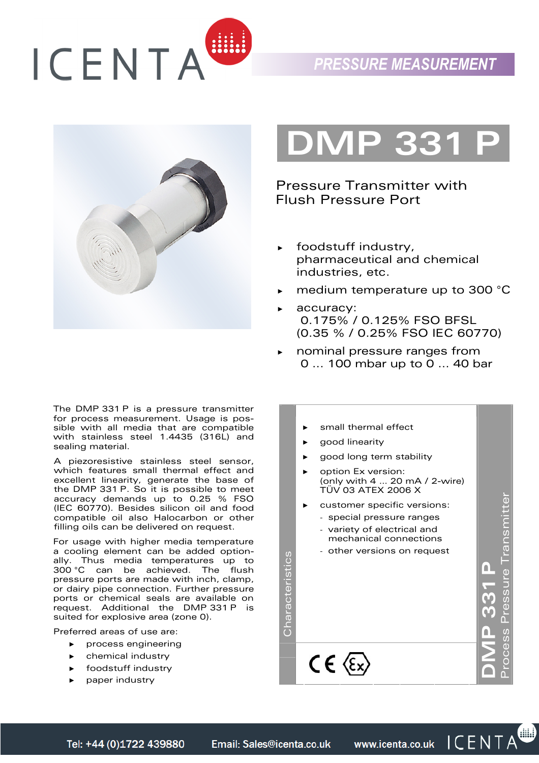PRESSURE MEASUREMENT

# DMP 331 P

## Pressure Transmitter with Flush Pressure Port

- foodstuff industry, pharmaceutical and chemical industries, etc.
- medium temperature up to 300 °C
- accuracy:
  0.175% / 0.125% FSO BFSL
  (0.35 % / 0.25% FSO IEC 60770)
- nominal pressure ranges from
  0 ... 100 mbar up to 0 ... 40 bar

The DMP 331 P is a pressure transmitter for process measurement. Usage is possible with all media that are compatible with stainless steel 1.4435 (316L) and sealing material.

A piezoresistive stainless steel sensor, which features small thermal effect and excellent linearity, generate the base of the DMP 331 P. So it is possible to meet accuracy demands up to 0.25 % FSO (IEC 60770). Besides silicon oil and food compatible oil also Halocarbon or other filling oils can be delivered on request.

For usage with higher media temperature a cooling element can be added optionally. Thus media temperatures up to 300 °C can be achieved. The flush pressure ports are made with inch, clamp, or dairy pipe connection. Further pressure ports or chemical seals are available on request. Additional the DMP 331 P is suited for explosive area (zone 0).

Preferred areas of use are:

- process engineering
- chemical industry
- foodstuff industry
- paper industry

### Characteristics

- small thermal effect
- good linearity
- good long term stability
- option Ex version:
  (only with 4 ... 20 mA / 2-wire)
  TÜV 03 ATEX 2006 X
- customer specific versions:
  - special pressure ranges
  - variety of electrical and mechanical connections
  - other versions on request

**DMP 331 P** Process Pressure Transmitter

Tel: +44 (0)1722 439880 Email: Sales@icenta.co.uk www.icenta.co.uk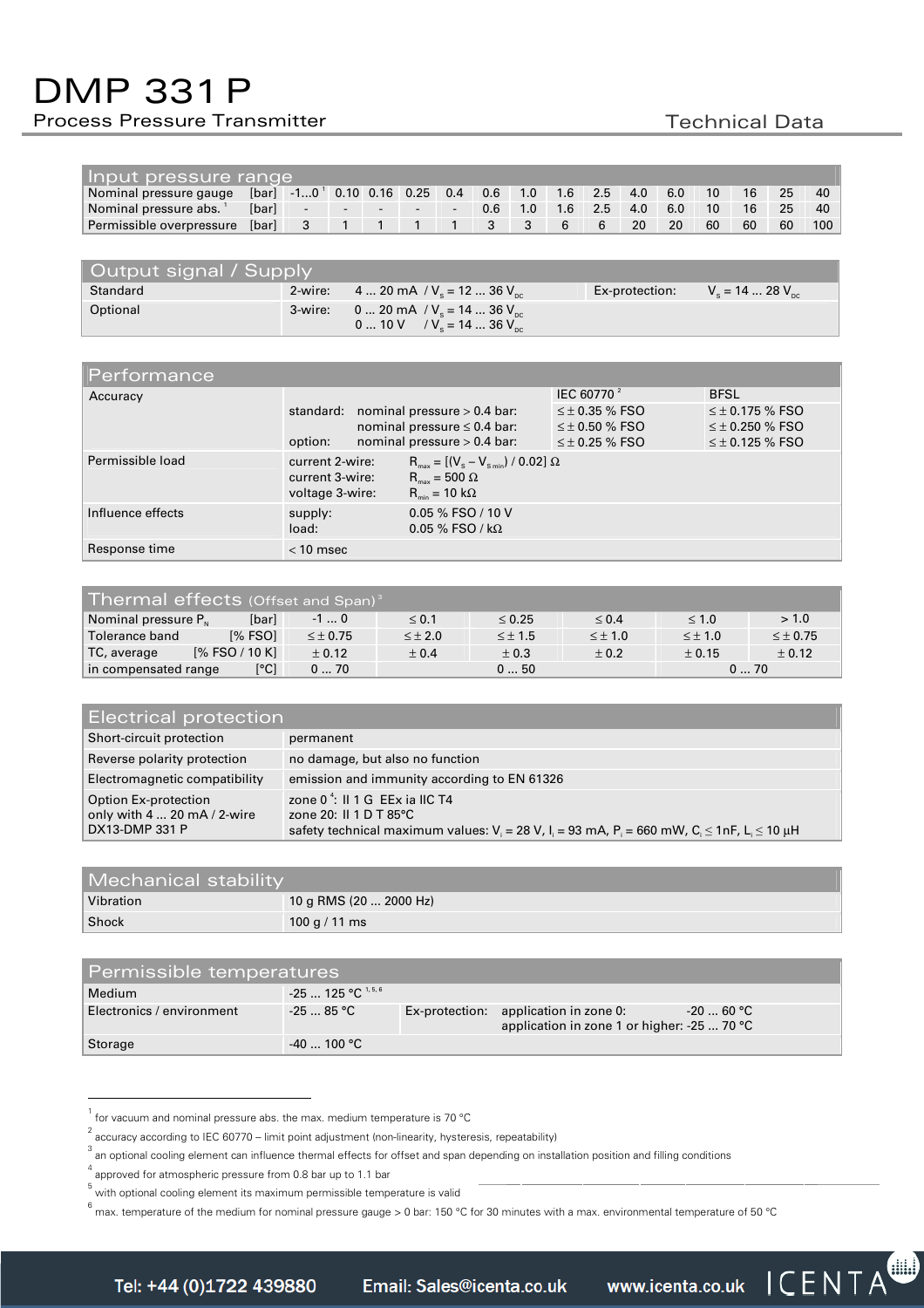# DMP 331 P

Process Pressure Transmitter

Technical Data

| Input pressure range | | | | | | | | | | | | | | | |
|---|---|---|---|---|---|---|---|---|---|---|---|---|---|---|---|
| Nominal pressure gauge [bar] | -1...0 [1] | 0.10 | 0.16 | 0.25 | 0.4 | 0.6 | 1.0 | 1.6 | 2.5 | 4.0 | 6.0 | 10 | 16 | 25 | 40 |
| Nominal pressure abs. [1] [bar] | - | - | - | - | - | 0.6 | 1.0 | 1.6 | 2.5 | 4.0 | 6.0 | 10 | 16 | 25 | 40 |
| Permissible overpressure [bar] | 3 | 1 | 1 | 1 | 1 | 3 | 3 | 6 | 6 | 20 | 20 | 60 | 60 | 60 | 100 |

| Output signal / Supply | | |
|---|---|---|
| Standard | 2-wire: 4 ... 20 mA / $V_S$ = 12 ... 36 $V_{DC}$ | Ex-protection: $V_S$ = 14 ... 28 $V_{DC}$ |
| Optional | 3-wire: 0 ... 20 mA / $V_S$ = 14 ... 36 $V_{DC}$<br>0 ... 10 V / $V_S$ = 14 ... 36 $V_{DC}$ | |

| Performance | | | |
|---|---|---|---|
| Accuracy | | IEC 60770 [2] | BFSL |
| | standard: nominal pressure > 0.4 bar: | ≤ ± 0.35 % FSO | ≤ ± 0.175 % FSO |
| | nominal pressure ≤ 0.4 bar: | ≤ ± 0.50 % FSO | ≤ ± 0.250 % FSO |
| | option: nominal pressure > 0.4 bar: | ≤ ± 0.25 % FSO | ≤ ± 0.125 % FSO |
| Permissible load | current 2-wire: $R_{max} = [(V_S - V_{S\,min}) / 0.02]\ \Omega$<br>current 3-wire: $R_{max} = 500\ \Omega$<br>voltage 3-wire: $R_{min} = 10\ k\Omega$ | | |
| Influence effects | supply: 0.05 % FSO / 10 V<br>load: 0.05 % FSO / kΩ | | |
| Response time | < 10 msec | | |

| Thermal effects (Offset and Span) [3] | | | | | | |
|---|---|---|---|---|---|---|
| Nominal pressure $P_N$ [bar] | -1 ... 0 | ≤ 0.1 | ≤ 0.25 | ≤ 0.4 | ≤ 1.0 | > 1.0 |
| Tolerance band [% FSO] | ≤ ± 0.75 | ≤ ± 2.0 | ≤ ± 1.5 | ≤ ± 1.0 | ≤ ± 1.0 | ≤ ± 0.75 |
| TC, average [% FSO / 10 K] | ± 0.12 | ± 0.4 | ± 0.3 | ± 0.2 | ± 0.15 | ± 0.12 |
| in compensated range [°C] | 0 ... 70 | 0 ... 50 | | | 0 ... 70 | |

| Electrical protection | |
|---|---|
| Short-circuit protection | permanent |
| Reverse polarity protection | no damage, but also no function |
| Electromagnetic compatibility | emission and immunity according to EN 61326 |
| Option Ex-protection only with 4 ... 20 mA / 2-wire DX13-DMP 331 P | zone 0 [4]: II 1 G EEx ia IIC T4<br>zone 20: II 1 D T 85°C<br>safety technical maximum values: $V_i$ = 28 V, $I_i$ = 93 mA, $P_i$ = 660 mW, $C_i$ ≤ 1nF, $L_i$ ≤ 10 µH |

| Mechanical stability | |
|---|---|
| Vibration | 10 g RMS (20 ... 2000 Hz) |
| Shock | 100 g / 11 ms |

| Permissible temperatures | | |
|---|---|---|
| Medium | -25 ... 125 °C [1, 5, 6] | |
| Electronics / environment | -25 ... 85 °C | Ex-protection: application in zone 0: -20 ... 60 °C<br>application in zone 1 or higher: -25 ... 70 °C |
| Storage | -40 ... 100 °C | |

[1] for vacuum and nominal pressure abs. the max. medium temperature is 70 °C

[2] accuracy according to IEC 60770 – limit point adjustment (non-linearity, hysteresis, repeatability)

[3] an optional cooling element can influence thermal effects for offset and span depending on installation position and filling conditions

[4] approved for atmospheric pressure from 0.8 bar up to 1.1 bar

[5] with optional cooling element its maximum permissible temperature is valid

[6] max. temperature of the medium for nominal pressure gauge > 0 bar: 150 °C for 30 minutes with a max. environmental temperature of 50 °C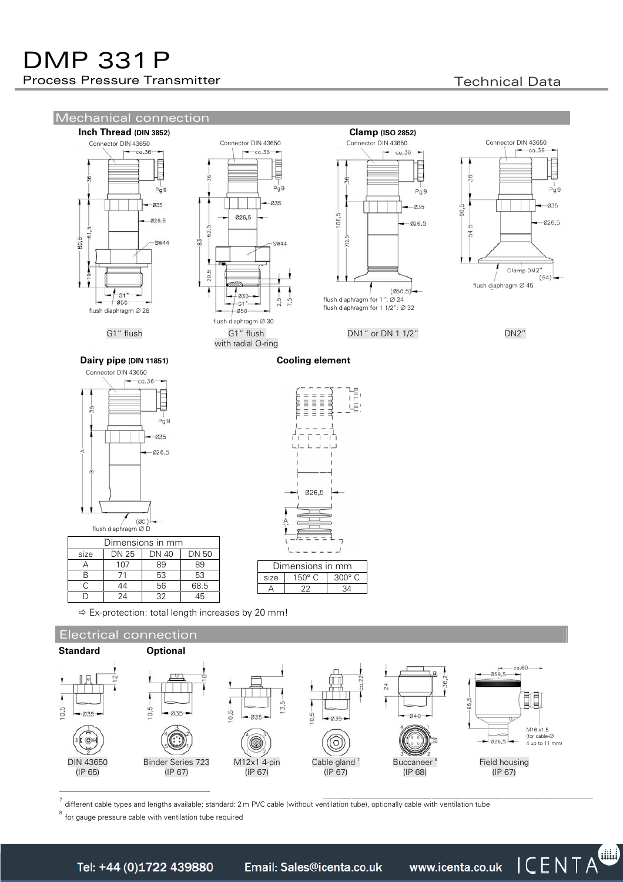## Mechanical connection

### Inch Thread (DIN 3852)

G1" flush

G1" flush with radial O-ring

### Clamp (ISO 2852)

DN1" or DN 1 1/2"

flush diaphragm for 1": Ø 24
flush diaphragm for 1 1/2": Ø 32

DN2"

flush diaphragm Ø 45

### Dairy pipe (DIN 11851)

| Dimensions in mm | | | |
|---|---|---|---|
| size | DN 25 | DN 40 | DN 50 |
| A | 107 | 89 | 89 |
| B | 71 | 53 | 53 |
| C | 44 | 56 | 68.5 |
| D | 24 | 32 | 45 |

### Cooling element

| Dimensions in mm | | |
|---|---|---|
| size | 150° C | 300° C |
| A | 22 | 34 |

⇨ Ex-protection: total length increases by 20 mm!

## Electrical connection

**Standard**

- DIN 43650 (IP 65)

**Optional**

- Binder Series 723 (IP 67)
- M12x1 4-pin (IP 67)
- Cable gland [7] (IP 67)
- Buccaneer [8] (IP 68)
- Field housing (IP 67)

[7] different cable types and lengths available; standard: 2 m PVC cable (without ventilation tube), optionally cable with ventilation tube

[8] for gauge pressure cable with ventilation tube required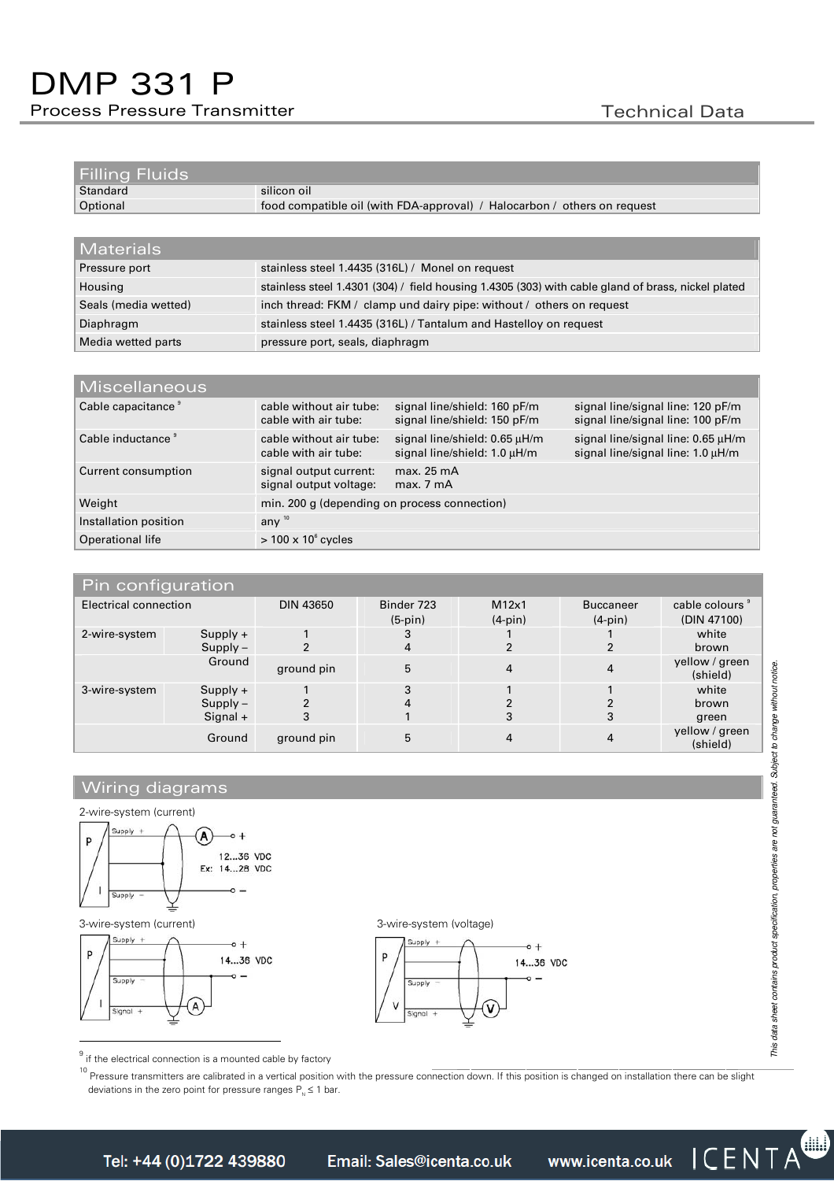# DMP 331 P

Process Pressure Transmitter

Technical Data

## Filling Fluids

| | |
|---|---|
| Standard | silicon oil |
| Optional | food compatible oil (with FDA-approval) / Halocarbon / others on request |

## Materials

| | |
|---|---|
| Pressure port | stainless steel 1.4435 (316L) / Monel on request |
| Housing | stainless steel 1.4301 (304) / field housing 1.4305 (303) with cable gland of brass, nickel plated |
| Seals (media wetted) | inch thread: FKM / clamp und dairy pipe: without / others on request |
| Diaphragm | stainless steel 1.4435 (316L) / Tantalum and Hastelloy on request |
| Media wetted parts | pressure port, seals, diaphragm |

## Miscellaneous

| | | | |
|---|---|---|---|
| Cable capacitance [9] | cable without air tube:<br>cable with air tube: | signal line/shield: 160 pF/m<br>signal line/shield: 150 pF/m | signal line/signal line: 120 pF/m<br>signal line/signal line: 100 pF/m |
| Cable inductance [9] | cable without air tube:<br>cable with air tube: | signal line/shield: 0.65 µH/m<br>signal line/shield: 1.0 µH/m | signal line/signal line: 0.65 µH/m<br>signal line/signal line: 1.0 µH/m |
| Current consumption | signal output current:<br>signal output voltage: | max. 25 mA<br>max. 7 mA | |
| Weight | min. 200 g (depending on process connection) | | |
| Installation position | any [10] | | |
| Operational life | > 100 x $10^6$ cycles | | |

## Pin configuration

| Electrical connection | | DIN 43650 | Binder 723 (5-pin) | M12x1 (4-pin) | Buccaneer (4-pin) | cable colours [9] (DIN 47100) |
|---|---|---|---|---|---|---|
| 2-wire-system | Supply + | 1 | 3 | 1 | 1 | white |
| | Supply – | 2 | 4 | 2 | 2 | brown |
| | Ground | ground pin | 5 | 4 | 4 | yellow / green (shield) |
| 3-wire-system | Supply + | 1 | 3 | 1 | 1 | white |
| | Supply – | 2 | 4 | 2 | 2 | brown |
| | Signal + | 3 | 1 | 3 | 3 | green |
| | Ground | ground pin | 5 | 4 | 4 | yellow / green (shield) |

## Wiring diagrams

2-wire-system (current)

Supply +
Supply –
P
I
A
12...36 VDC
Ex: 14...28 VDC

3-wire-system (current)

Supply +
Supply –
Signal +
P
I
A
14...36 VDC

3-wire-system (voltage)

Supply +
Supply –
Signal +
P
V
V
14...36 VDC

[9] if the electrical connection is a mounted cable by factory

[10] Pressure transmitters are calibrated in a vertical position with the pressure connection down. If this position is changed on installation there can be slight deviations in the zero point for pressure ranges $P_N \leq 1$ bar.

*This data sheet contains product specification, properties are not guaranteed. Subject to change without notice.*